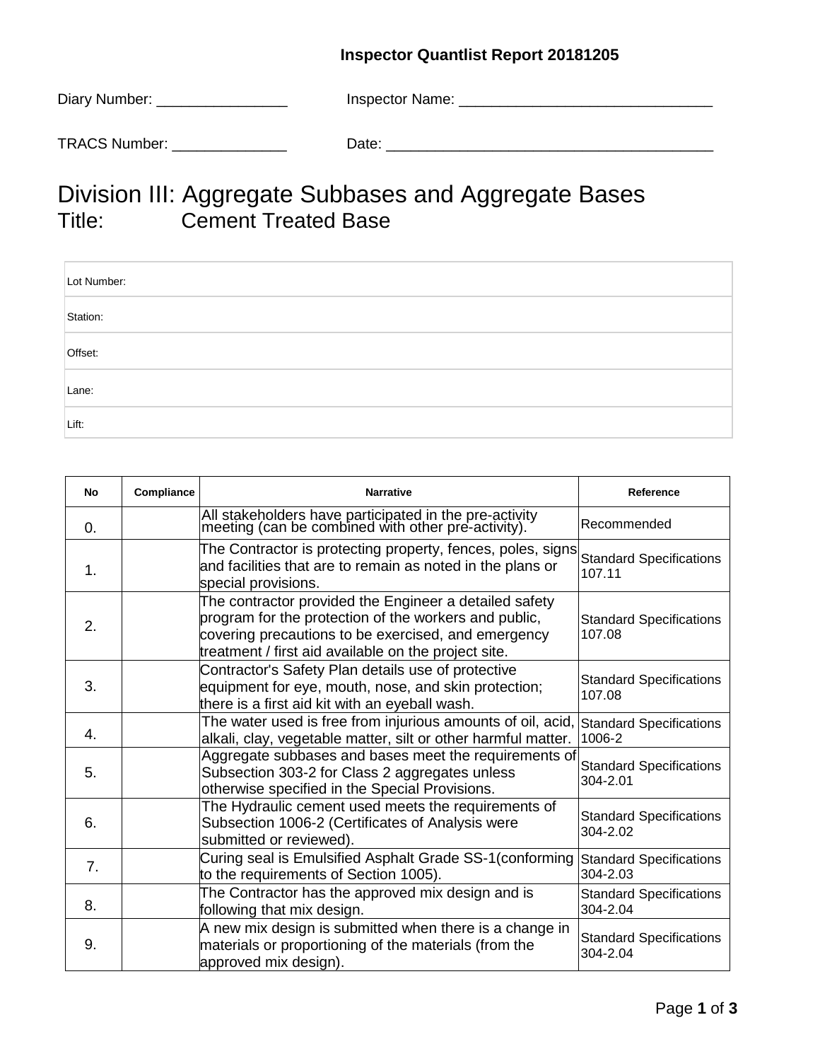**Inspector Quantlist Report 20181205**

Diary Number: ________________ Inspector Name: _______________________________

TRACS Number: ______________ Date: _________________________________________

# Division III: Aggregate Subbases and Aggregate Bases

## Title: Cement Treated Base

| Lot Number: |
|---|
| Station: |
| Offset: |
| Lane: |
| Lift: |

| No | Compliance | Narrative | Reference |
|---|---|---|---|
| 0. | | All stakeholders have participated in the pre-activity meeting (can be combined with other pre-activity). | Recommended |
| 1. | | The Contractor is protecting property, fences, poles, signs and facilities that are to remain as noted in the plans or special provisions. | Standard Specifications 107.11 |
| 2. | | The contractor provided the Engineer a detailed safety program for the protection of the workers and public, covering precautions to be exercised, and emergency treatment / first aid available on the project site. | Standard Specifications 107.08 |
| 3. | | Contractor's Safety Plan details use of protective equipment for eye, mouth, nose, and skin protection; there is a first aid kit with an eyeball wash. | Standard Specifications 107.08 |
| 4. | | The water used is free from injurious amounts of oil, acid, alkali, clay, vegetable matter, silt or other harmful matter. | Standard Specifications 1006-2 |
| 5. | | Aggregate subbases and bases meet the requirements of Subsection 303-2 for Class 2 aggregates unless otherwise specified in the Special Provisions. | Standard Specifications 304-2.01 |
| 6. | | The Hydraulic cement used meets the requirements of Subsection 1006-2 (Certificates of Analysis were submitted or reviewed). | Standard Specifications 304-2.02 |
| 7. | | Curing seal is Emulsified Asphalt Grade SS-1(conforming to the requirements of Section 1005). | Standard Specifications 304-2.03 |
| 8. | | The Contractor has the approved mix design and is following that mix design. | Standard Specifications 304-2.04 |
| 9. | | A new mix design is submitted when there is a change in materials or proportioning of the materials (from the approved mix design). | Standard Specifications 304-2.04 |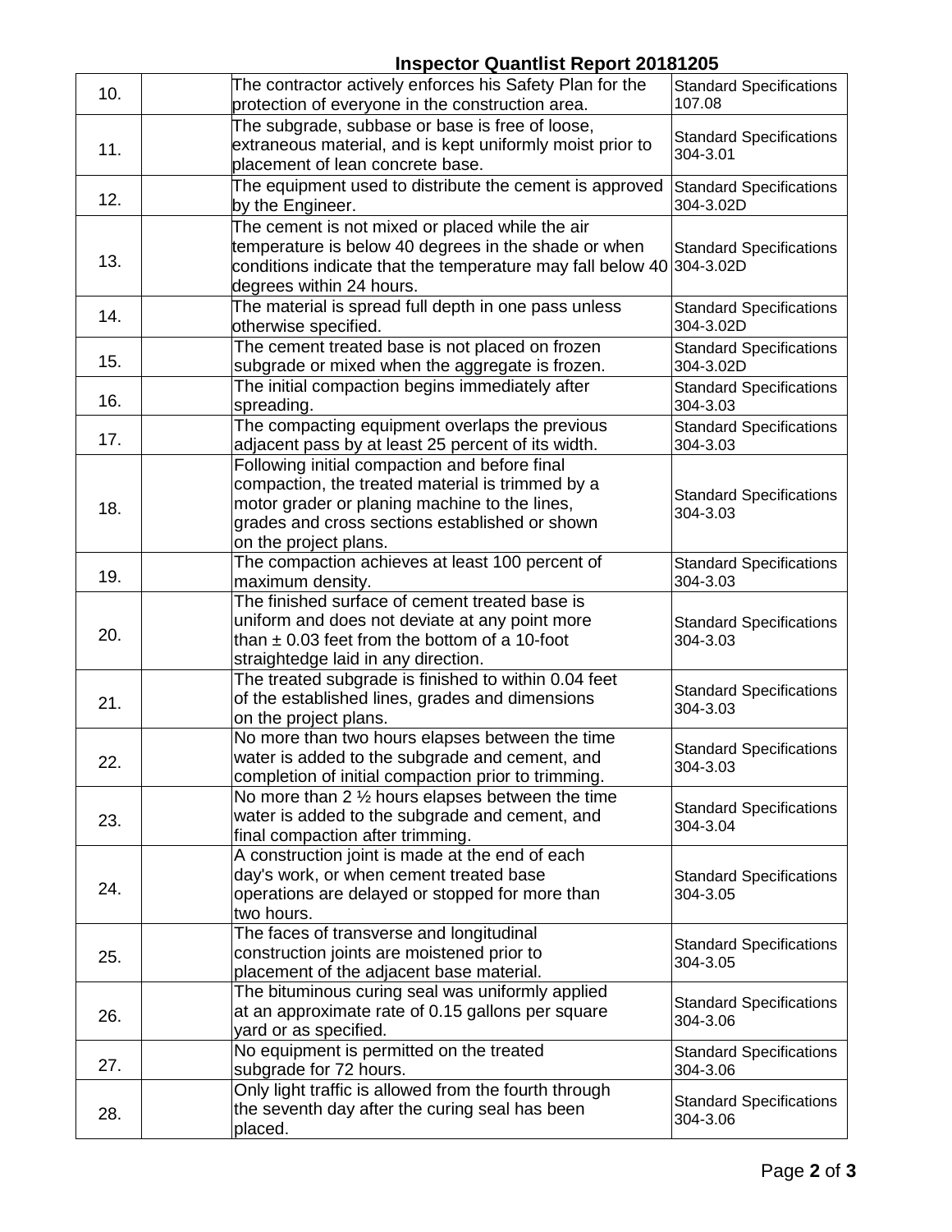# Inspector Quantlist Report 20181205

| | | | |
|---|---|---|---|
| 10. | | The contractor actively enforces his Safety Plan for the protection of everyone in the construction area. | Standard Specifications 107.08 |
| 11. | | The subgrade, subbase or base is free of loose, extraneous material, and is kept uniformly moist prior to placement of lean concrete base. | Standard Specifications 304-3.01 |
| 12. | | The equipment used to distribute the cement is approved by the Engineer. | Standard Specifications 304-3.02D |
| 13. | | The cement is not mixed or placed while the air temperature is below 40 degrees in the shade or when conditions indicate that the temperature may fall below 40 degrees within 24 hours. | Standard Specifications 304-3.02D |
| 14. | | The material is spread full depth in one pass unless otherwise specified. | Standard Specifications 304-3.02D |
| 15. | | The cement treated base is not placed on frozen subgrade or mixed when the aggregate is frozen. | Standard Specifications 304-3.02D |
| 16. | | The initial compaction begins immediately after spreading. | Standard Specifications 304-3.03 |
| 17. | | The compacting equipment overlaps the previous adjacent pass by at least 25 percent of its width. | Standard Specifications 304-3.03 |
| 18. | | Following initial compaction and before final compaction, the treated material is trimmed by a motor grader or planing machine to the lines, grades and cross sections established or shown on the project plans. | Standard Specifications 304-3.03 |
| 19. | | The compaction achieves at least 100 percent of maximum density. | Standard Specifications 304-3.03 |
| 20. | | The finished surface of cement treated base is uniform and does not deviate at any point more than ± 0.03 feet from the bottom of a 10-foot straightedge laid in any direction. | Standard Specifications 304-3.03 |
| 21. | | The treated subgrade is finished to within 0.04 feet of the established lines, grades and dimensions on the project plans. | Standard Specifications 304-3.03 |
| 22. | | No more than two hours elapses between the time water is added to the subgrade and cement, and completion of initial compaction prior to trimming. | Standard Specifications 304-3.03 |
| 23. | | No more than 2 ½ hours elapses between the time water is added to the subgrade and cement, and final compaction after trimming. | Standard Specifications 304-3.04 |
| 24. | | A construction joint is made at the end of each day's work, or when cement treated base operations are delayed or stopped for more than two hours. | Standard Specifications 304-3.05 |
| 25. | | The faces of transverse and longitudinal construction joints are moistened prior to placement of the adjacent base material. | Standard Specifications 304-3.05 |
| 26. | | The bituminous curing seal was uniformly applied at an approximate rate of 0.15 gallons per square yard or as specified. | Standard Specifications 304-3.06 |
| 27. | | No equipment is permitted on the treated subgrade for 72 hours. | Standard Specifications 304-3.06 |
| 28. | | Only light traffic is allowed from the fourth through the seventh day after the curing seal has been placed. | Standard Specifications 304-3.06 |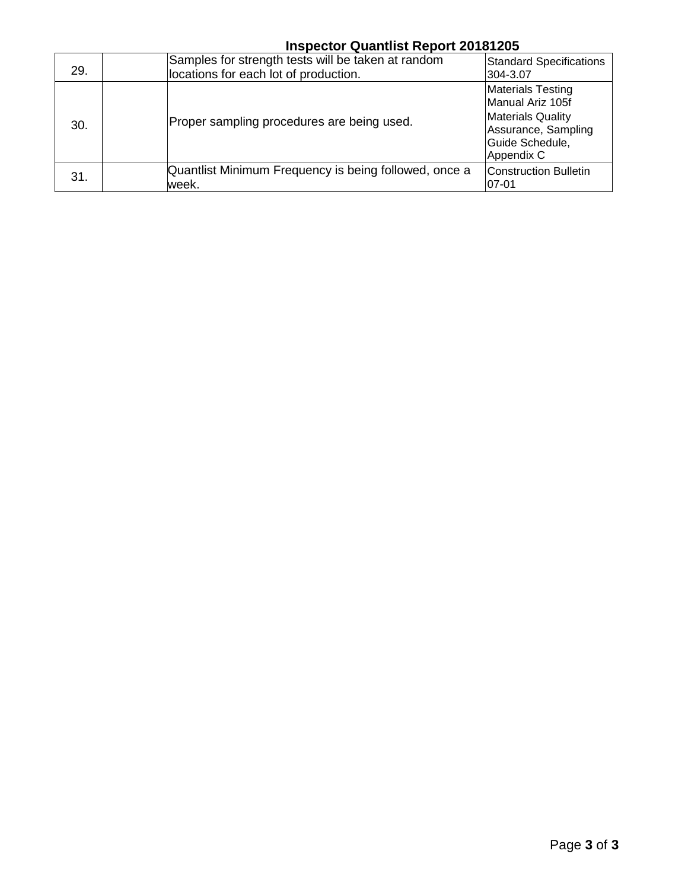**Inspector Quantlist Report 20181205**

| | | | |
|---|---|---|---|
| 29. | | Samples for strength tests will be taken at random locations for each lot of production. | Standard Specifications 304-3.07 |
| 30. | | Proper sampling procedures are being used. | Materials Testing Manual Ariz 105f Materials Quality Assurance, Sampling Guide Schedule, Appendix C |
| 31. | | Quantlist Minimum Frequency is being followed, once a week. | Construction Bulletin 07-01 |